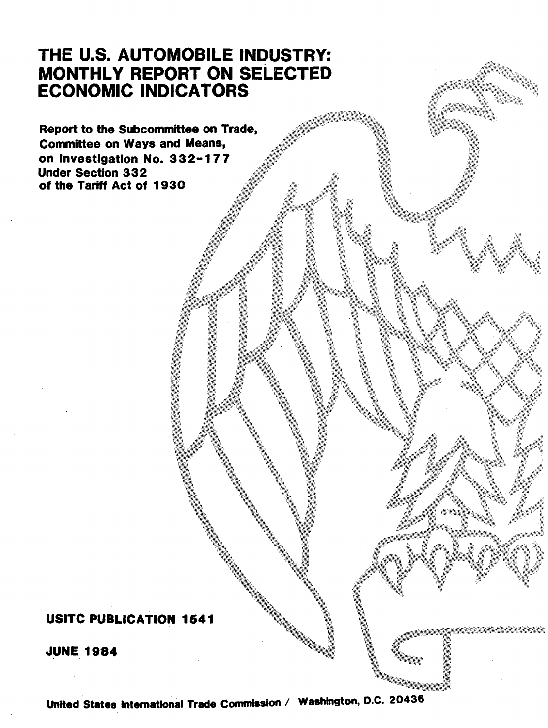# THE U.S. AUTOMOBILE INDUSTRY: MONTHLY REPORT ON SELECTED ECONOMIC INDICATORS

**Report to the Subcommittee on Trade, Committee on Ways and Means, on Investigation No. 332-177 Under Section 332 of the Tariff Act of 1930**

**USITC PUBLICATION 1541**

**JUNE 1984**

**United States International Trade Commission / Washington, D.C. 20436**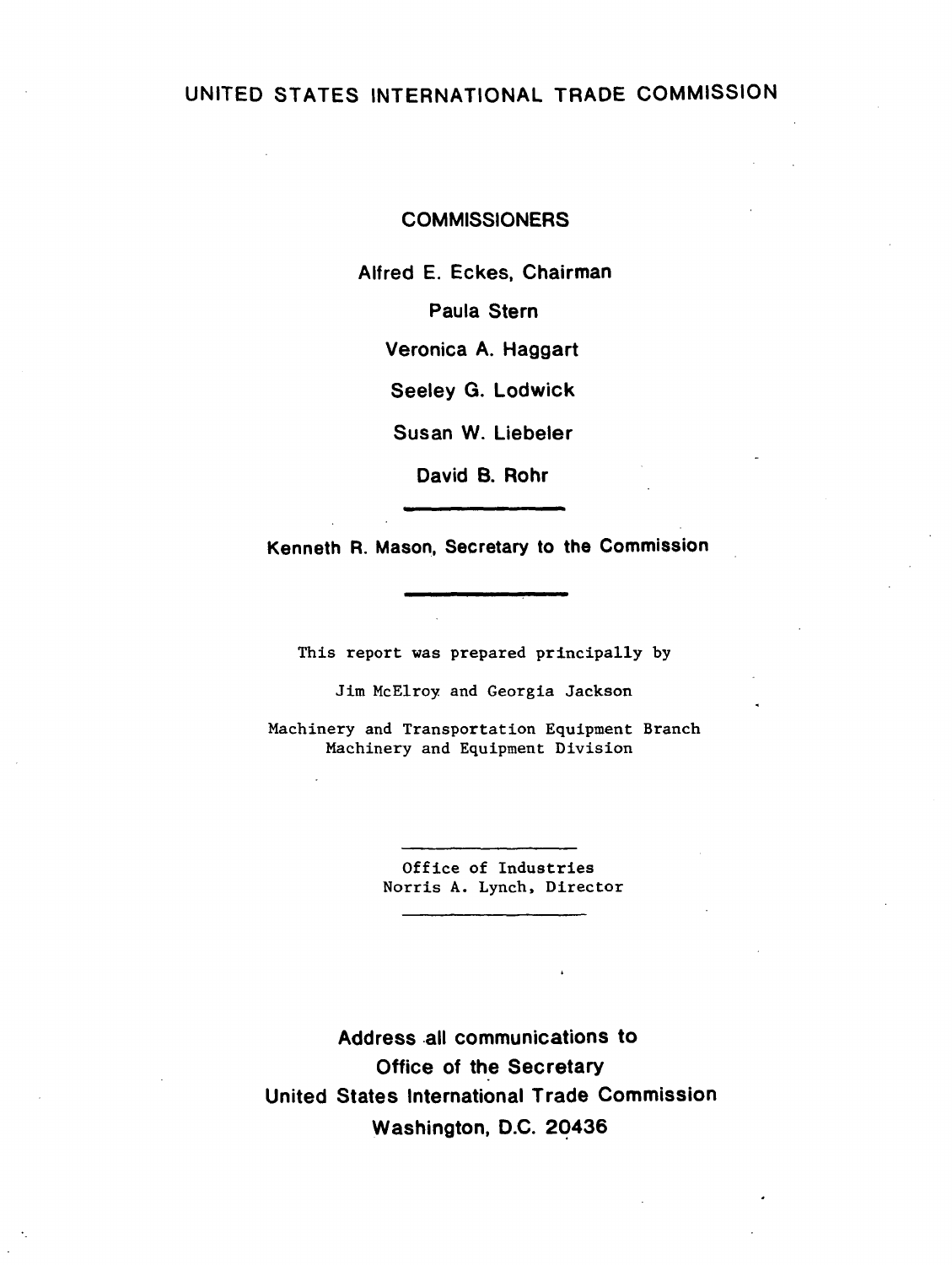# UNITED STATES INTERNATIONAL TRADE COMMISSION

## COMMISSIONERS

**Alfred E. Eckes, Chairman**

**Paula Stern**

**Veronica A. Haggart**

**Seeley G. Lodwick**

**Susan W. Liebeler**

**David B. Rohr**

---

**Kenneth R. Mason, Secretary to the Commission**

---

This report was prepared principally by

Jim McElroy and Georgia Jackson

Machinery and Transportation Equipment Branch
Machinery and Equipment Division

---

Office of Industries
Norris A. Lynch, Director

---

**Address all communications to**
**Office of the Secretary**
**United States International Trade Commission**
**Washington, D.C. 20436**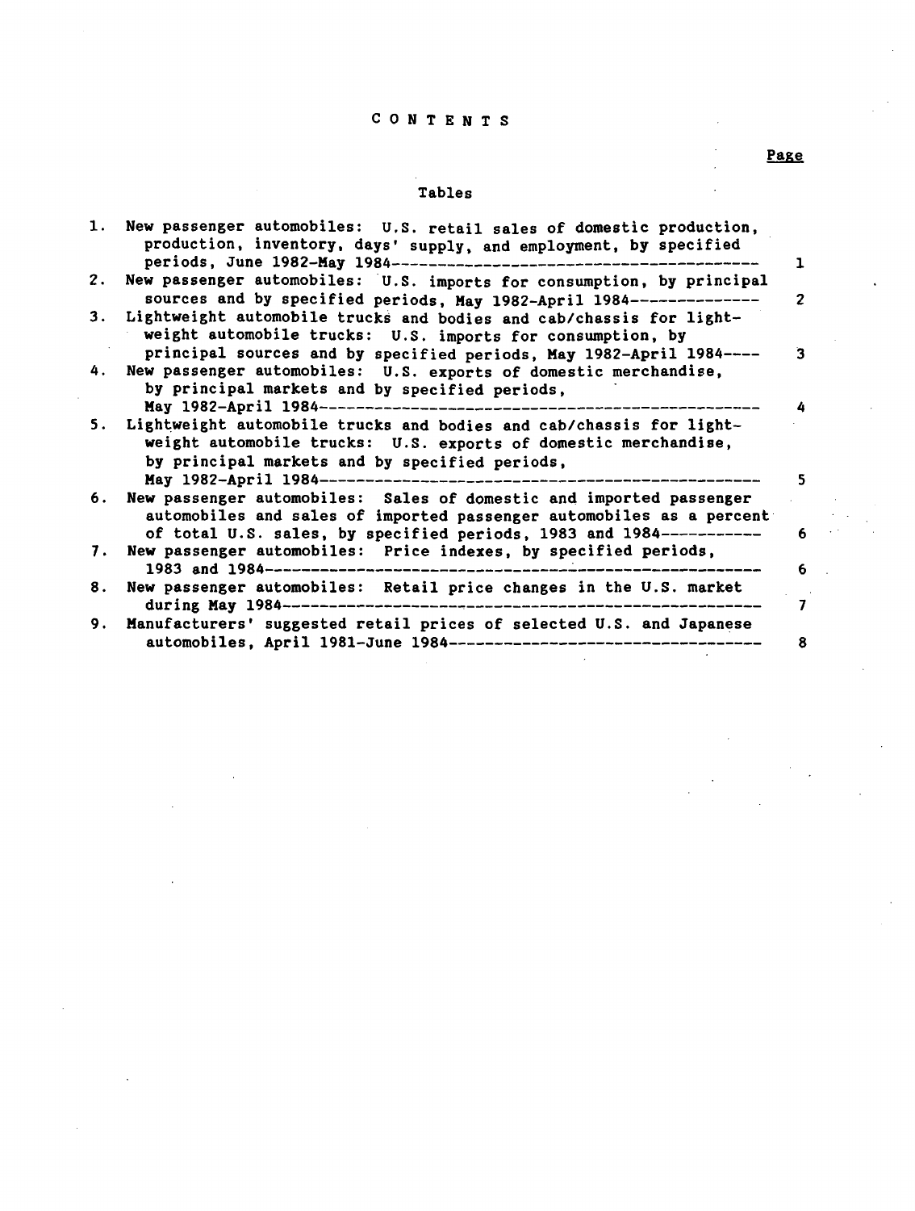# CONTENTS

## Tables

| | Page |
|---|---|
| 1. New passenger automobiles: U.S. retail sales of domestic production, production, inventory, days' supply, and employment, by specified periods, June 1982-May 1984 | 1 |
| 2. New passenger automobiles: U.S. imports for consumption, by principal sources and by specified periods, May 1982-April 1984 | 2 |
| 3. Lightweight automobile trucks and bodies and cab/chassis for lightweight automobile trucks: U.S. imports for consumption, by principal sources and by specified periods, May 1982-April 1984 | 3 |
| 4. New passenger automobiles: U.S. exports of domestic merchandise, by principal markets and by specified periods, May 1982-April 1984 | 4 |
| 5. Lightweight automobile trucks and bodies and cab/chassis for lightweight automobile trucks: U.S. exports of domestic merchandise, by principal markets and by specified periods, May 1982-April 1984 | 5 |
| 6. New passenger automobiles: Sales of domestic and imported passenger automobiles and sales of imported passenger automobiles as a percent of total U.S. sales, by specified periods, 1983 and 1984 | 6 |
| 7. New passenger automobiles: Price indexes, by specified periods, 1983 and 1984 | 6 |
| 8. New passenger automobiles: Retail price changes in the U.S. market during May 1984 | 7 |
| 9. Manufacturers' suggested retail prices of selected U.S. and Japanese automobiles, April 1981-June 1984 | 8 |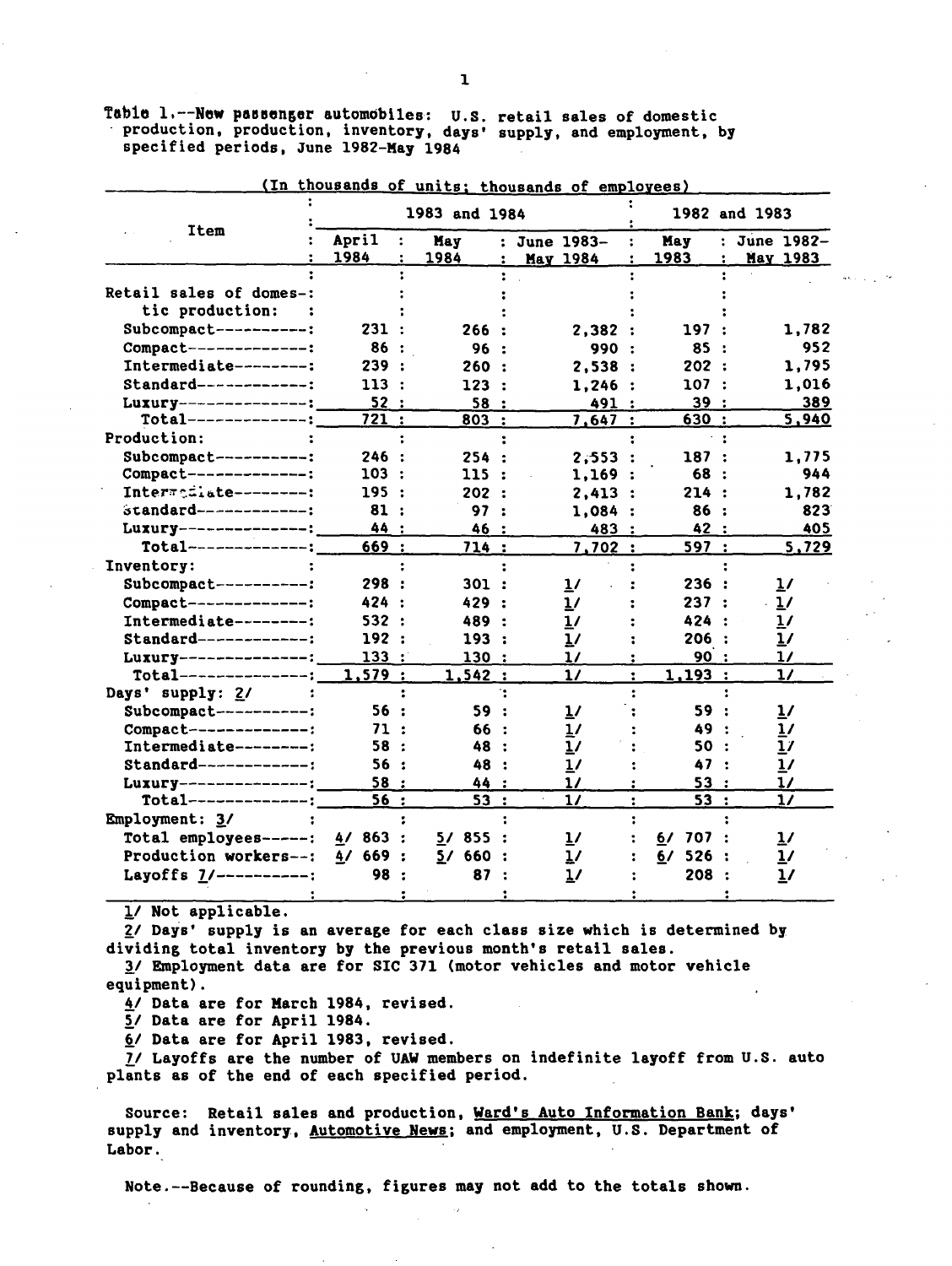Table 1.--New passenger automobiles: U.S. retail sales of domestic production, production, inventory, days' supply, and employment, by specified periods, June 1982-May 1984

(In thousands of units; thousands of employees)

| Item | 1983 and 1984 | | | 1982 and 1983 | |
|---|---|---|---|---|---|
| | April 1984 | May 1984 | June 1983-May 1984 | May 1983 | June 1982-May 1983 |
| Retail sales of domestic production: | | | | | |
| Subcompact | 231 | 266 | 2,382 | 197 | 1,782 |
| Compact | 86 | 96 | 990 | 85 | 952 |
| Intermediate | 239 | 260 | 2,538 | 202 | 1,795 |
| Standard | 113 | 123 | 1,246 | 107 | 1,016 |
| Luxury | 52 | 58 | 491 | 39 | 389 |
| Total | 721 | 803 | 7,647 | 630 | 5,940 |
| Production: | | | | | |
| Subcompact | 246 | 254 | 2,553 | 187 | 1,775 |
| Compact | 103 | 115 | 1,169 | 68 | 944 |
| Intermediate | 195 | 202 | 2,413 | 214 | 1,782 |
| Standard | 81 | 97 | 1,084 | 86 | 823 |
| Luxury | 44 | 46 | 483 | 42 | 405 |
| Total | 669 | 714 | 7,702 | 597 | 5,729 |
| Inventory: | | | | | |
| Subcompact | 298 | 301 | 1/ | 236 | 1/ |
| Compact | 424 | 429 | 1/ | 237 | 1/ |
| Intermediate | 532 | 489 | 1/ | 424 | 1/ |
| Standard | 192 | 193 | 1/ | 206 | 1/ |
| Luxury | 133 | 130 | 1/ | 90 | 1/ |
| Total | 1,579 | 1,542 | 1/ | 1,193 | 1/ |
| Days' supply: 2/ | | | | | |
| Subcompact | 56 | 59 | 1/ | 59 | 1/ |
| Compact | 71 | 66 | 1/ | 49 | 1/ |
| Intermediate | 58 | 48 | 1/ | 50 | 1/ |
| Standard | 56 | 48 | 1/ | 47 | 1/ |
| Luxury | 58 | 44 | 1/ | 53 | 1/ |
| Total | 56 | 53 | 1/ | 53 | 1/ |
| Employment: 3/ | | | | | |
| Total employees | 4/ 863 | 5/ 855 | 1/ | 6/ 707 | 1/ |
| Production workers | 4/ 669 | 5/ 660 | 1/ | 6/ 526 | 1/ |
| Layoffs 7/ | 98 | 87 | 1/ | 208 | 1/ |

1/ Not applicable.

2/ Days' supply is an average for each class size which is determined by dividing total inventory by the previous month's retail sales.

3/ Employment data are for SIC 371 (motor vehicles and motor vehicle equipment).

4/ Data are for March 1984, revised.

5/ Data are for April 1984.

6/ Data are for April 1983, revised.

7/ Layoffs are the number of UAW members on indefinite layoff from U.S. auto plants as of the end of each specified period.

Source: Retail sales and production, Ward's Auto Information Bank; days' supply and inventory, Automotive News; and employment, U.S. Department of Labor.

Note.--Because of rounding, figures may not add to the totals shown.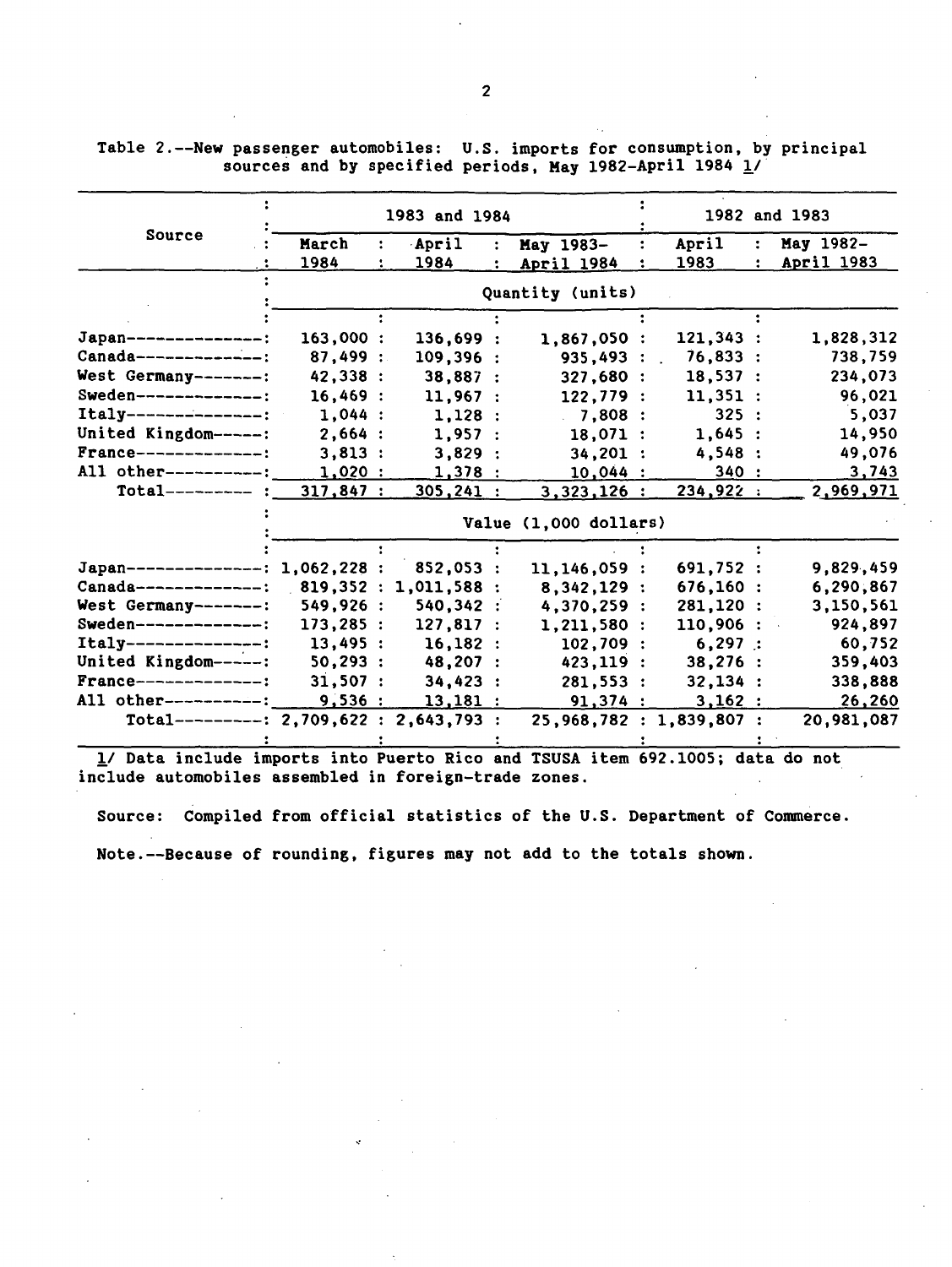Table 2.--New passenger automobiles: U.S. imports for consumption, by principal sources and by specified periods, May 1982-April 1984 1/

| Source | 1983 and 1984 | | | 1982 and 1983 | |
|---|---|---|---|---|---|
| | March 1984 | April 1984 | May 1983-April 1984 | April 1983 | May 1982-April 1983 |
| | Quantity (units) | | | | |
| Japan | 163,000 | 136,699 | 1,867,050 | 121,343 | 1,828,312 |
| Canada | 87,499 | 109,396 | 935,493 | 76,833 | 738,759 |
| West Germany | 42,338 | 38,887 | 327,680 | 18,537 | 234,073 |
| Sweden | 16,469 | 11,967 | 122,779 | 11,351 | 96,021 |
| Italy | 1,044 | 1,128 | 7,808 | 325 | 5,037 |
| United Kingdom | 2,664 | 1,957 | 18,071 | 1,645 | 14,950 |
| France | 3,813 | 3,829 | 34,201 | 4,548 | 49,076 |
| All other | 1,020 | 1,378 | 10,044 | 340 | 3,743 |
| Total | 317,847 | 305,241 | 3,323,126 | 234,922 | 2,969,971 |
| | Value (1,000 dollars) | | | | |
| Japan | 1,062,228 | 852,053 | 11,146,059 | 691,752 | 9,829,459 |
| Canada | 819,352 | 1,011,588 | 8,342,129 | 676,160 | 6,290,867 |
| West Germany | 549,926 | 540,342 | 4,370,259 | 281,120 | 3,150,561 |
| Sweden | 173,285 | 127,817 | 1,211,580 | 110,906 | 924,897 |
| Italy | 13,495 | 16,182 | 102,709 | 6,297 | 60,752 |
| United Kingdom | 50,293 | 48,207 | 423,119 | 38,276 | 359,403 |
| France | 31,507 | 34,423 | 281,553 | 32,134 | 338,888 |
| All other | 9,536 | 13,181 | 91,374 | 3,162 | 26,260 |
| Total | 2,709,622 | 2,643,793 | 25,968,782 | 1,839,807 | 20,981,087 |

1/ Data include imports into Puerto Rico and TSUSA item 692.1005; data do not include automobiles assembled in foreign-trade zones.

Source: Compiled from official statistics of the U.S. Department of Commerce.

Note.--Because of rounding, figures may not add to the totals shown.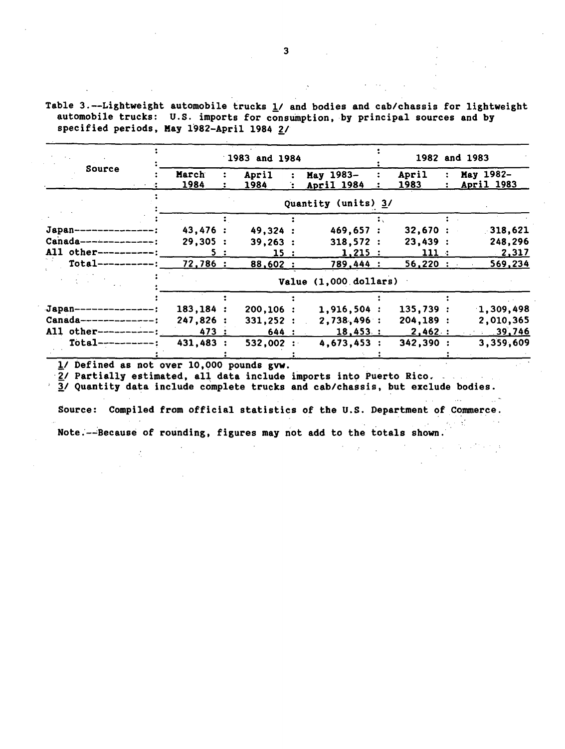Table 3.--Lightweight automobile trucks 1/ and bodies and cab/chassis for lightweight automobile trucks: U.S. imports for consumption, by principal sources and by specified periods, May 1982-April 1984 2/

| Source | 1983 and 1984 | | | 1982 and 1983 | |
|---|---|---|---|---|---|
| | March 1984 | April 1984 | May 1983-April 1984 | April 1983 | May 1982-April 1983 |
| | Quantity (units) 3/ | | | | |
| Japan | 43,476 | 49,324 | 469,657 | 32,670 | 318,621 |
| Canada | 29,305 | 39,263 | 318,572 | 23,439 | 248,296 |
| All other | 5 | 15 | 1,215 | 111 | 2,317 |
| Total | 72,786 | 88,602 | 789,444 | 56,220 | 569,234 |
| | Value (1,000 dollars) | | | | |
| Japan | 183,184 | 200,106 | 1,916,504 | 135,739 | 1,309,498 |
| Canada | 247,826 | 331,252 | 2,738,496 | 204,189 | 2,010,365 |
| All other | 473 | 644 | 18,453 | 2,462 | 39,746 |
| Total | 431,483 | 532,002 | 4,673,453 | 342,390 | 3,359,609 |

1/ Defined as not over 10,000 pounds gvw.
2/ Partially estimated, all data include imports into Puerto Rico.
3/ Quantity data include complete trucks and cab/chassis, but exclude bodies.

Source: Compiled from official statistics of the U.S. Department of Commerce.

Note.--Because of rounding, figures may not add to the totals shown.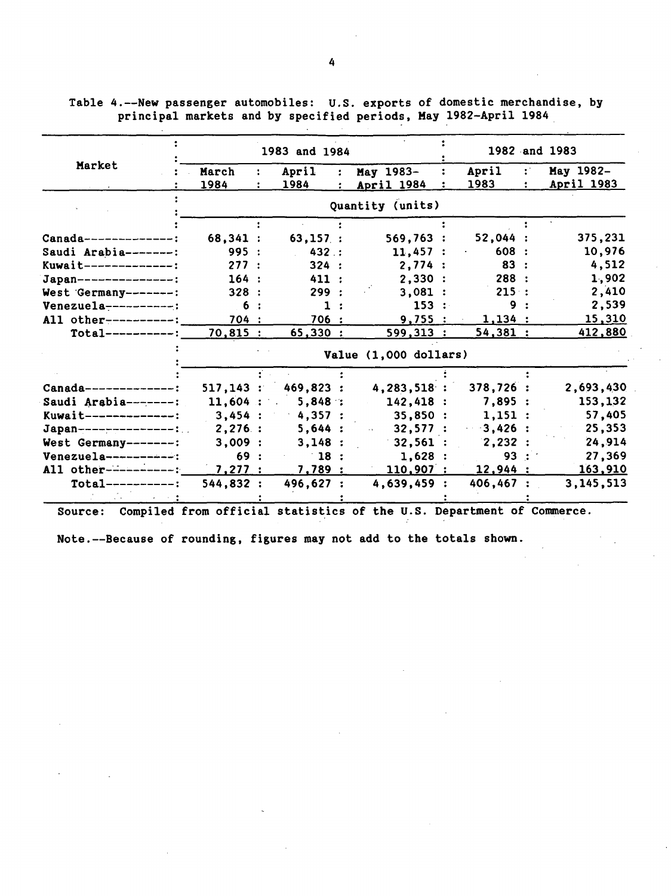Table 4.--New passenger automobiles: U.S. exports of domestic merchandise, by principal markets and by specified periods, May 1982-April 1984

| Market | 1983 and 1984 | | | 1982 and 1983 | |
|---|---|---|---|---|---|
| | March 1984 | April 1984 | May 1983-April 1984 | April 1983 | May 1982-April 1983 |
| | Quantity (units) | | | | |
| Canada | 68,341 | 63,157 | 569,763 | 52,044 | 375,231 |
| Saudi Arabia | 995 | 432 | 11,457 | 608 | 10,976 |
| Kuwait | 277 | 324 | 2,774 | 83 | 4,512 |
| Japan | 164 | 411 | 2,330 | 288 | 1,902 |
| West Germany | 328 | 299 | 3,081 | 215 | 2,410 |
| Venezuela | 6 | 1 | 153 | 9 | 2,539 |
| All other | 704 | 706 | 9,755 | 1,134 | 15,310 |
| Total | 70,815 | 65,330 | 599,313 | 54,381 | 412,880 |
| | Value (1,000 dollars) | | | | |
| Canada | 517,143 | 469,823 | 4,283,518 | 378,726 | 2,693,430 |
| Saudi Arabia | 11,604 | 5,848 | 142,418 | 7,895 | 153,132 |
| Kuwait | 3,454 | 4,357 | 35,850 | 1,151 | 57,405 |
| Japan | 2,276 | 5,644 | 32,577 | 3,426 | 25,353 |
| West Germany | 3,009 | 3,148 | 32,561 | 2,232 | 24,914 |
| Venezuela | 69 | 18 | 1,628 | 93 | 27,369 |
| All other | 7,277 | 7,789 | 110,907 | 12,944 | 163,910 |
| Total | 544,832 | 496,627 | 4,639,459 | 406,467 | 3,145,513 |

Source: Compiled from official statistics of the U.S. Department of Commerce.

Note.--Because of rounding, figures may not add to the totals shown.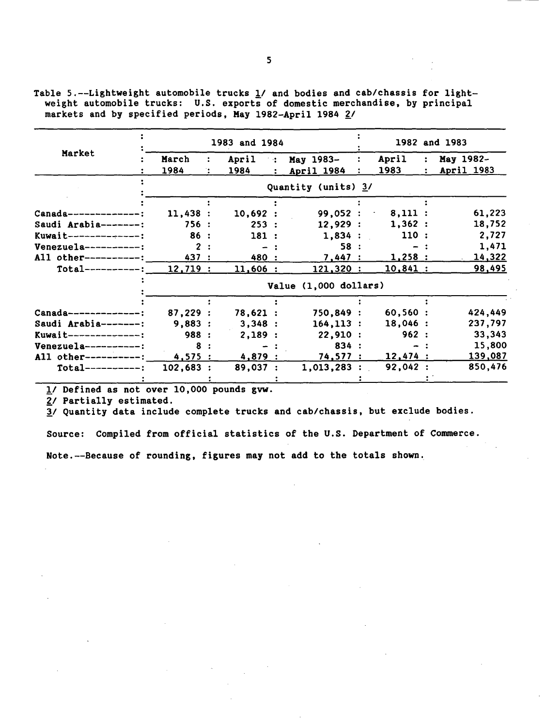Table 5.--Lightweight automobile trucks 1/ and bodies and cab/chassis for lightweight automobile trucks: U.S. exports of domestic merchandise, by principal markets and by specified periods, May 1982-April 1984 2/

| Market | 1983 and 1984 | | | 1982 and 1983 | |
|---|---|---|---|---|---|
| | March 1984 | April 1984 | May 1983-April 1984 | April 1983 | May 1982-April 1983 |
| | Quantity (units) 3/ | | | | |
| Canada | 11,438 | 10,692 | 99,052 | 8,111 | 61,223 |
| Saudi Arabia | 756 | 253 | 12,929 | 1,362 | 18,752 |
| Kuwait | 86 | 181 | 1,834 | 110 | 2,727 |
| Venezuela | 2 | - | 58 | - | 1,471 |
| All other | 437 | 480 | 7,447 | 1,258 | 14,322 |
| Total | 12,719 | 11,606 | 121,320 | 10,841 | 98,495 |
| | Value (1,000 dollars) | | | | |
| Canada | 87,229 | 78,621 | 750,849 | 60,560 | 424,449 |
| Saudi Arabia | 9,883 | 3,348 | 164,113 | 18,046 | 237,797 |
| Kuwait | 988 | 2,189 | 22,910 | 962 | 33,343 |
| Venezuela | 8 | - | 834 | - | 15,800 |
| All other | 4,575 | 4,879 | 74,577 | 12,474 | 139,087 |
| Total | 102,683 | 89,037 | 1,013,283 | 92,042 | 850,476 |

1/ Defined as not over 10,000 pounds gvw.

2/ Partially estimated.

3/ Quantity data include complete trucks and cab/chassis, but exclude bodies.

Source: Compiled from official statistics of the U.S. Department of Commerce.

Note.--Because of rounding, figures may not add to the totals shown.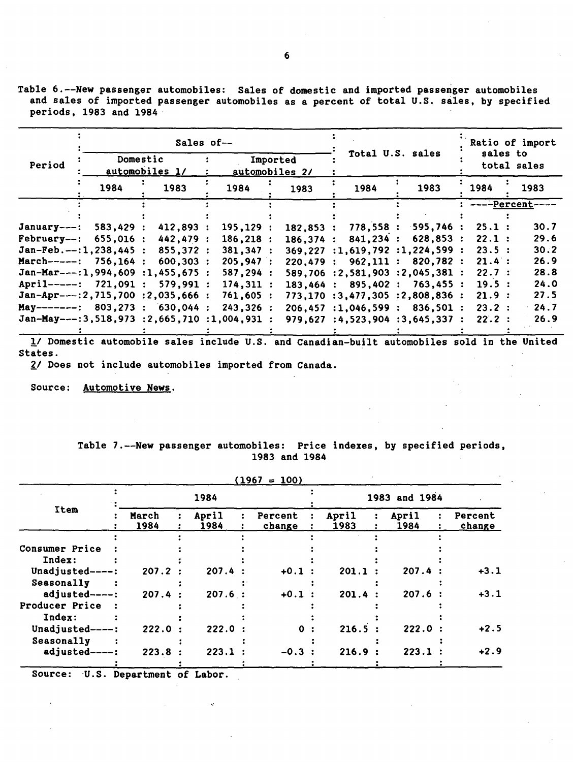Table 6.--New passenger automobiles: Sales of domestic and imported passenger automobiles and sales of imported passenger automobiles as a percent of total U.S. sales, by specified periods, 1983 and 1984

| Period | Sales of-- Domestic automobiles 1/ | | Sales of-- Imported automobiles 2/ | | Total U.S. sales | | Ratio of import sales to total sales | |
|---|---|---|---|---|---|---|---|---|
| | 1984 | 1983 | 1984 | 1983 | 1984 | 1983 | 1984 | 1983 |
| | | | | | | | ----Percent---- | |
| January | 583,429 | 412,893 | 195,129 | 182,853 | 778,558 | 595,746 | 25.1 | 30.7 |
| February | 655,016 | 442,479 | 186,218 | 186,374 | 841,234 | 628,853 | 22.1 | 29.6 |
| Jan-Feb. | 1,238,445 | 855,372 | 381,347 | 369,227 | 1,619,792 | 1,224,599 | 23.5 | 30.2 |
| March | 756,164 | 600,303 | 205,947 | 220,479 | 962,111 | 820,782 | 21.4 | 26.9 |
| Jan-Mar | 1,994,609 | 1,455,675 | 587,294 | 589,706 | 2,581,903 | 2,045,381 | 22.7 | 28.8 |
| April | 721,091 | 579,991 | 174,311 | 183,464 | 895,402 | 763,455 | 19.5 | 24.0 |
| Jan-Apr | 2,715,700 | 2,035,666 | 761,605 | 773,170 | 3,477,305 | 2,808,836 | 21.9 | 27.5 |
| May | 803,273 | 630,044 | 243,326 | 206,457 | 1,046,599 | 836,501 | 23.2 | 24.7 |
| Jan-May | 3,518,973 | 2,665,710 | 1,004,931 | 979,627 | 4,523,904 | 3,645,337 | 22.2 | 26.9 |

1/ Domestic automobile sales include U.S. and Canadian-built automobiles sold in the United States.

2/ Does not include automobiles imported from Canada.

Source: Automotive News.

Table 7.--New passenger automobiles: Price indexes, by specified periods, 1983 and 1984

(1967 = 100)

| Item | 1984 March 1984 | 1984 April 1984 | 1984 Percent change | 1983 and 1984 April 1983 | 1983 and 1984 April 1984 | 1983 and 1984 Percent change |
|---|---|---|---|---|---|---|
| Consumer Price Index: | | | | | | |
| Unadjusted | 207.2 | 207.4 | +0.1 | 201.1 | 207.4 | +3.1 |
| Seasonally adjusted | 207.4 | 207.6 | +0.1 | 201.4 | 207.6 | +3.1 |
| Producer Price Index: | | | | | | |
| Unadjusted | 222.0 | 222.0 | 0 | 216.5 | 222.0 | +2.5 |
| Seasonally adjusted | 223.8 | 223.1 | -0.3 | 216.9 | 223.1 | +2.9 |

Source: U.S. Department of Labor.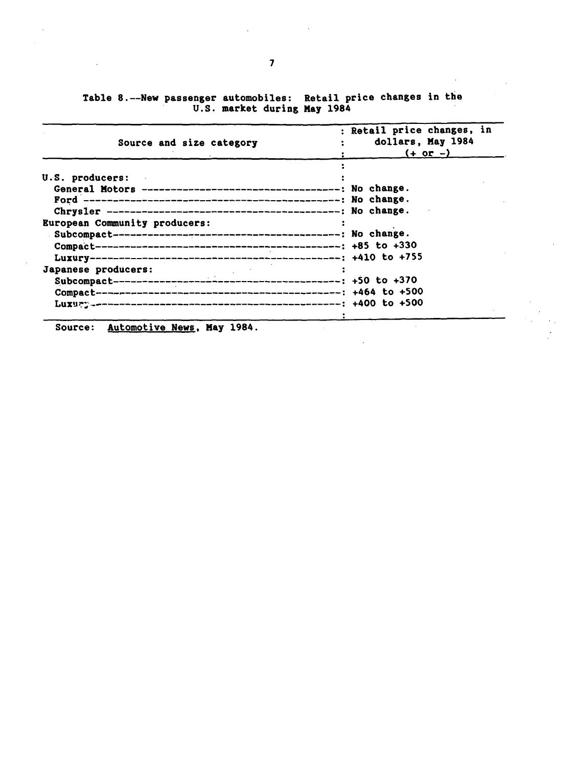Table 8.--New passenger automobiles: Retail price changes in the U.S. market during May 1984

| Source and size category | Retail price changes, in dollars, May 1984 (+ or -) |
|---|---|
| U.S. producers: | |
| General Motors | No change. |
| Ford | No change. |
| Chrysler | No change. |
| European Community producers: | |
| Subcompact | No change. |
| Compact | +85 to +330 |
| Luxury | +410 to +755 |
| Japanese producers: | |
| Subcompact | +50 to +370 |
| Compact | +464 to +500 |
| Luxury | +400 to +500 |

Source: Automotive News, May 1984.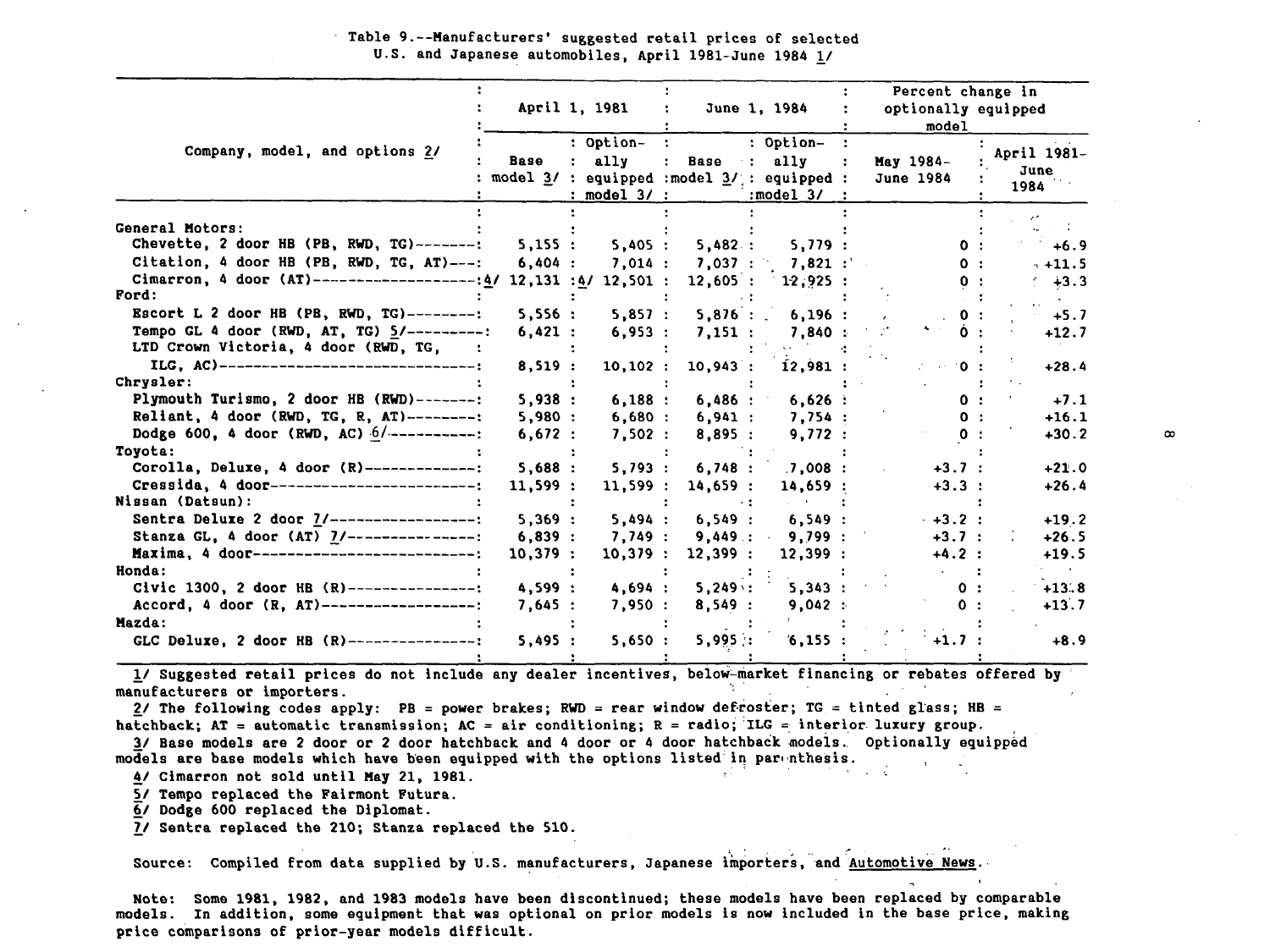Table 9.--Manufacturers' suggested retail prices of selected U.S. and Japanese automobiles, April 1981-June 1984 1/

| Company, model, and options 2/ | April 1, 1981 | | June 1, 1984 | | Percent change in optionally equipped model | |
|---|---|---|---|---|---|---|
| | Base model 3/ | Optionally equipped model 3/ | Base model 3/ | Optionally equipped model 3/ | May 1984-June 1984 | April 1981-June 1984 |
| General Motors: | | | | | | |
| Chevette, 2 door HB (PB, RWD, TG) | 5,155 | 5,405 | 5,482 | 5,779 | 0 | +6.9 |
| Citation, 4 door HB (PB, RWD, TG, AT) | 6,404 | 7,014 | 7,037 | 7,821 | 0 | +11.5 |
| Cimarron, 4 door (AT) | 4/ 12,131 | 4/ 12,501 | 12,605 | 12,925 | 0 | +3.3 |
| Ford: | | | | | | |
| Escort L 2 door HB (PB, RWD, TG) | 5,556 | 5,857 | 5,876 | 6,196 | 0 | +5.7 |
| Tempo GL 4 door (RWD, AT, TG) 5/ | 6,421 | 6,953 | 7,151 | 7,840 | 0 | +12.7 |
| LTD Crown Victoria, 4 door (RWD, TG, ILG, AC) | 8,519 | 10,102 | 10,943 | 12,981 | 0 | +28.4 |
| Chrysler: | | | | | | |
| Plymouth Turismo, 2 door HB (RWD) | 5,938 | 6,188 | 6,486 | 6,626 | 0 | +7.1 |
| Reliant, 4 door (RWD, TG, R, AT) | 5,980 | 6,680 | 6,941 | 7,754 | 0 | +16.1 |
| Dodge 600, 4 door (RWD, AC) 6/ | 6,672 | 7,502 | 8,895 | 9,772 | 0 | +30.2 |
| Toyota: | | | | | | |
| Corolla, Deluxe, 4 door (R) | 5,688 | 5,793 | 6,748 | 7,008 | +3.7 | +21.0 |
| Cressida, 4 door | 11,599 | 11,599 | 14,659 | 14,659 | +3.3 | +26.4 |
| Nissan (Datsun): | | | | | | |
| Sentra Deluxe 2 door 7/ | 5,369 | 5,494 | 6,549 | 6,549 | +3.2 | +19.2 |
| Stanza GL, 4 door (AT) 7/ | 6,839 | 7,749 | 9,449 | 9,799 | +3.7 | +26.5 |
| Maxima, 4 door | 10,379 | 10,379 | 12,399 | 12,399 | +4.2 | +19.5 |
| Honda: | | | | | | |
| Civic 1300, 2 door HB (R) | 4,599 | 4,694 | 5,249 | 5,343 | 0 | +13.8 |
| Accord, 4 door (R, AT) | 7,645 | 7,950 | 8,549 | 9,042 | 0 | +13.7 |
| Mazda: | | | | | | |
| GLC Deluxe, 2 door HB (R) | 5,495 | 5,650 | 5,995 | 6,155 | +1.7 | +8.9 |

1/ Suggested retail prices do not include any dealer incentives, below-market financing or rebates offered by manufacturers or importers.

2/ The following codes apply: PB = power brakes; RWD = rear window defroster; TG = tinted glass; HB = hatchback; AT = automatic transmission; AC = air conditioning; R = radio; ILG = interior luxury group.

3/ Base models are 2 door or 2 door hatchback and 4 door or 4 door hatchback models. Optionally equipped models are base models which have been equipped with the options listed in parenthesis.

4/ Cimarron not sold until May 21, 1981.

5/ Tempo replaced the Fairmont Futura.

6/ Dodge 600 replaced the Diplomat.

7/ Sentra replaced the 210; Stanza replaced the 510.

Source: Compiled from data supplied by U.S. manufacturers, Japanese importers, and Automotive News.

Note: Some 1981, 1982, and 1983 models have been discontinued; these models have been replaced by comparable models. In addition, some equipment that was optional on prior models is now included in the base price, making price comparisons of prior-year models difficult.